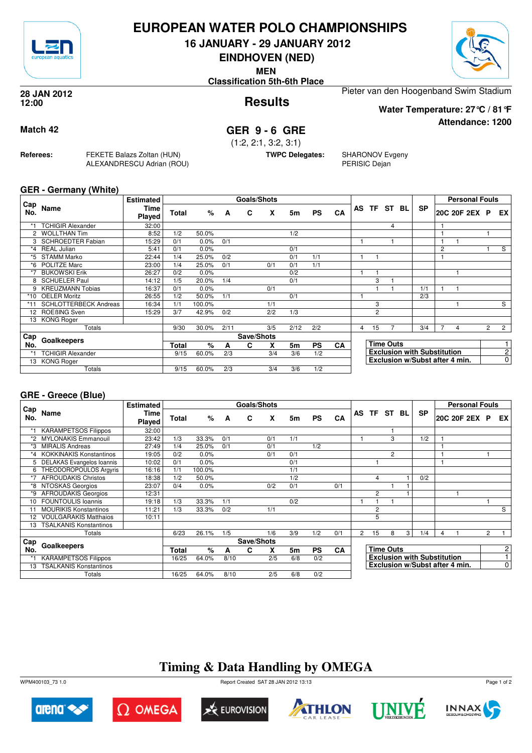# EUROPEAN WATER POLO CHAMPIONSHIPS

## 16 JANUARY - 29 JANUARY 2012

## EINDHOVEN (NED)

**MEN**

**Classification 5th-6th Place**

**28 JAN 2012**
**12:00**

## Results

Pieter van den Hoogenband Swim Stadium

**Water Temperature: 27°C / 81°F**

**Attendance: 1200**

**Match 42**

## GER 9 - 6 GRE

(1:2, 2:1, 3:2, 3:1)

**Referees:** FEKETE Balazs Zoltan (HUN), ALEXANDRESCU Adrian (ROU)

**TWPC Delegates:** SHARONOV Evgeny, PERISIC Dejan

### GER - Germany (White)

| Cap No. | Name | Estimated Time Played | Total | % | A | C | X | 5m | PS | CA | AS | TF | ST | BL | SP | 20C | 20F | 2EX | P | EX |
|---|---|---|---|---|---|---|---|---|---|---|---|---|---|---|---|---|---|---|---|---|
| *1 | TCHIGIR Alexander | 32:00 | | | | | | | | | | | 4 | | | 1 | | | | |
| 2 | WOLLTHAN Tim | 8:52 | 1/2 | 50.0% | | | | 1/2 | | | | | | | | 1 | | | 1 | |
| 3 | SCHROEDTER Fabian | 15:29 | 0/1 | 0.0% | 0/1 | | | | | | 1 | | 1 | | | 1 | 1 | | | |
| *4 | REAL Julian | 5:41 | 0/1 | 0.0% | | | | 0/1 | | | | | | | | 2 | | | 1 | S |
| *5 | STAMM Marko | 22:44 | 1/4 | 25.0% | 0/2 | | | 0/1 | 1/1 | | 1 | 1 | | | | 1 | | | | |
| *6 | POLITZE Marc | 23:00 | 1/4 | 25.0% | 0/1 | | 0/1 | 0/1 | 1/1 | | | | | | | | | | | |
| *7 | BUKOWSKI Erik | 26:27 | 0/2 | 0.0% | | | | 0/2 | | | 1 | 1 | | | | | 1 | | | |
| 8 | SCHUELER Paul | 14:12 | 1/5 | 20.0% | 1/4 | | | 0/1 | | | | 3 | 1 | | | | | | | |
| 9 | KREUZMANN Tobias | 16:37 | 0/1 | 0.0% | | | 0/1 | | | | | 1 | 1 | | 1/1 | 1 | 1 | | | |
| *10 | OELER Moritz | 26:55 | 1/2 | 50.0% | 1/1 | | | 0/1 | | | 1 | | | | 2/3 | | | | | |
| *11 | SCHLOTTERBECK Andreas | 16:34 | 1/1 | 100.0% | | | 1/1 | | | | | 3 | | | | | 1 | | | S |
| 12 | ROEßING Sven | 15:29 | 3/7 | 42.9% | 0/2 | | 2/2 | 1/3 | | | | 2 | | | | | | | | |
| 13 | KONG Roger | | | | | | | | | | | | | | | | | | | |
| | Totals | | 9/30 | 30.0% | 2/11 | | 3/5 | 2/12 | 2/2 | | 4 | 15 | 7 | | 3/4 | 7 | 4 | | 2 | 2 |

| Cap No. | Goalkeepers | Total | % | A | C | X | 5m | PS | CA |
|---|---|---|---|---|---|---|---|---|---|
| *1 | TCHIGIR Alexander | 9/15 | 60.0% | 2/3 | | 3/4 | 3/6 | 1/2 | |
| 13 | KONG Roger | | | | | | | | |
| | Totals | 9/15 | 60.0% | 2/3 | | 3/4 | 3/6 | 1/2 | |

| | |
|---|---|
| Time Outs | 1 |
| Exclusion with Substitution | 2 |
| Exclusion w/Subst after 4 min. | 0 |

### GRE - Greece (Blue)

| Cap No. | Name | Estimated Time Played | Total | % | A | C | X | 5m | PS | CA | AS | TF | ST | BL | SP | 20C | 20F | 2EX | P | EX |
|---|---|---|---|---|---|---|---|---|---|---|---|---|---|---|---|---|---|---|---|---|
| *1 | KARAMPETSOS Filippos | 32:00 | | | | | | | | | | | 1 | | | | | | | |
| *2 | MYLONAKIS Emmanouil | 23:42 | 1/3 | 33.3% | 0/1 | | 0/1 | 1/1 | | | 1 | | 3 | | 1/2 | 1 | | | | |
| *3 | MIRALIS Andreas | 27:49 | 1/4 | 25.0% | 0/1 | | 0/1 | | 1/2 | | | | | | | 1 | | | | |
| *4 | KOKKINAKIS Konstantinos | 19:05 | 0/2 | 0.0% | | | 0/1 | 0/1 | | | | | 2 | | | 1 | | | 1 | |
| 5 | DELAKAS Evangelos Ioannis | 10:02 | 0/1 | 0.0% | | | | 0/1 | | | | 1 | | | | 1 | | | | |
| 6 | THEODOROPOULOS Argyris | 16:16 | 1/1 | 100.0% | | | | 1/1 | | | | | | | | | | | | |
| *7 | AFROUDAKIS Christos | 18:38 | 1/2 | 50.0% | | | | 1/2 | | | | 4 | | 1 | 0/2 | | | | | |
| *8 | NTOSKAS Georgios | 23:07 | 0/4 | 0.0% | | | 0/2 | 0/1 | | 0/1 | | | 1 | 1 | | | | | | |
| *9 | AFROUDAKIS Georgios | 12:31 | | | | | | | | | | 2 | | 1 | | | 1 | | | |
| 10 | FOUNTOULIS Ioannis | 19:18 | 1/3 | 33.3% | 1/1 | | | 0/2 | | | 1 | 1 | 1 | | | | | | 1 | |
| 11 | MOURIKIS Konstantinos | 11:21 | 1/3 | 33.3% | 0/2 | | 1/1 | | | | | 2 | | | | | | | | S |
| 12 | VOULGARAKIS Matthaios | 10:11 | | | | | | | | | | 5 | | | | | | | | |
| 13 | TSALKANIS Konstantinos | | | | | | | | | | | | | | | | | | | |
| | Totals | | 6/23 | 26.1% | 1/5 | | 1/6 | 3/9 | 1/2 | 0/1 | 2 | 15 | 8 | 3 | 1/4 | 4 | 1 | | 2 | 1 |

| Cap No. | Goalkeepers | Total | % | A | C | X | 5m | PS | CA |
|---|---|---|---|---|---|---|---|---|---|
| *1 | KARAMPETSOS Filippos | 16/25 | 64.0% | 8/10 | | 2/5 | 6/8 | 0/2 | |
| 13 | TSALKANIS Konstantinos | | | | | | | | |
| | Totals | 16/25 | 64.0% | 8/10 | | 2/5 | 6/8 | 0/2 | |

| | |
|---|---|
| Time Outs | 2 |
| Exclusion with Substitution | 1 |
| Exclusion w/Subst after 4 min. | 0 |

## Timing & Data Handling by OMEGA

WPM400103_73 1.0 Report Created SAT 28 JAN 2012 13:13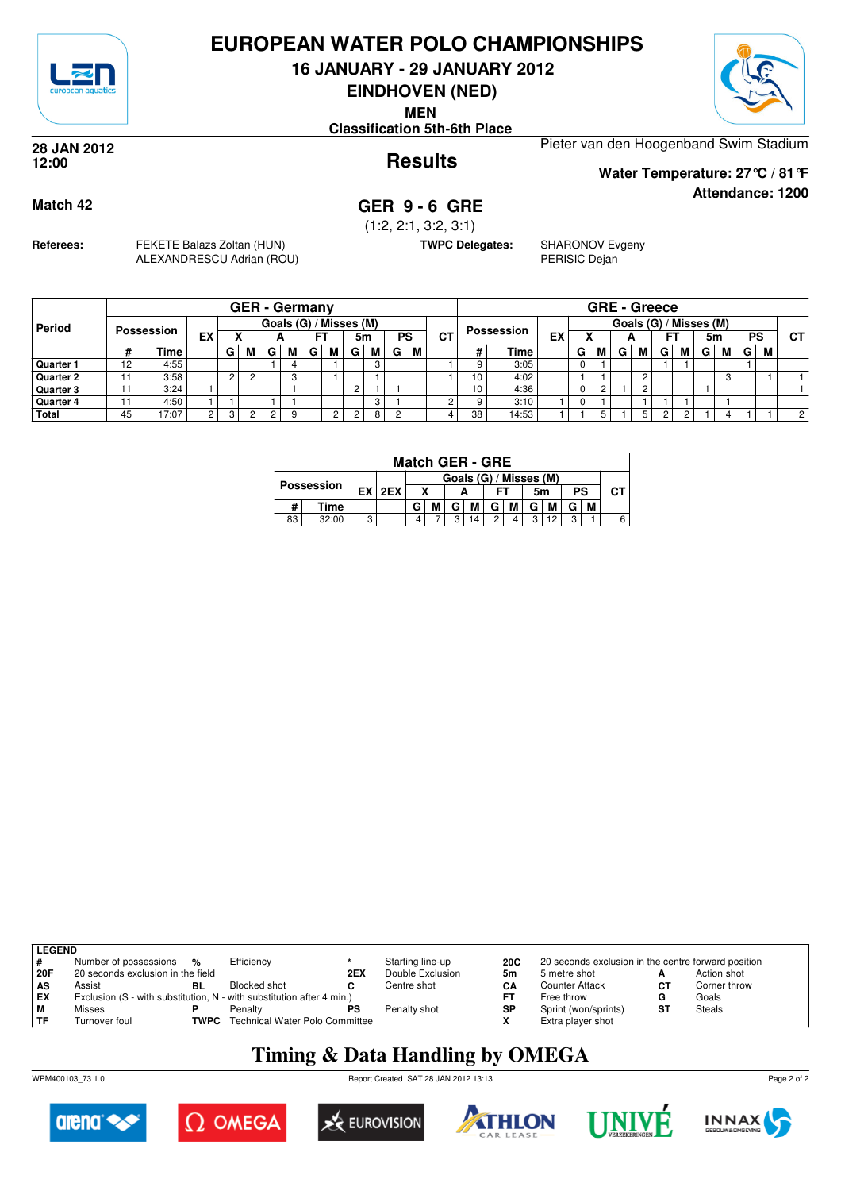# EUROPEAN WATER POLO CHAMPIONSHIPS

**16 JANUARY - 29 JANUARY 2012**

**EINDHOVEN (NED)**

**MEN**

**Classification 5th-6th Place**

**28 JAN 2012**
**12:00**

## Results

Pieter van den Hoogenband Swim Stadium

**Water Temperature: 27°C / 81°F**

**Attendance: 1200**

**Match 42**

## GER 9 - 6 GRE

(1:2, 2:1, 3:2, 3:1)

**Referees:** FEKETE Balazs Zoltan (HUN), ALEXANDRESCU Adrian (ROU)

**TWPC Delegates:** SHARONOV Evgeny, PERISIC Dejan

| Period | GER - Germany | | | | | | | | | | | | | | | GRE - Greece | | | | | | | | | | | | | | |
|---|---|---|---|---|---|---|---|---|---|---|---|---|---|---|---|---|---|---|---|---|---|---|---|---|---|---|---|---|---|---|
| | Possession | | EX | Goals (G) / Misses (M) | | | | | | | | | | CT | Possession | | EX | Goals (G) / Misses (M) | | | | | | | | | | CT |
| | | | | X | | A | | FT | | 5m | | PS | | | | | | X | | A | | FT | | 5m | | PS | | |
| | # | Time | | G | M | G | M | G | M | G | M | G | M | | # | Time | | G | M | G | M | G | M | G | M | G | M | |
| Quarter 1 | 12 | 4:55 | | | | 1 | 4 | | 1 | | 3 | | | 1 | 9 | 3:05 | | 0 | 1 | | | 1 | 1 | | | 1 | | |
| Quarter 2 | 11 | 3:58 | | 2 | 2 | | 3 | | 1 | | 1 | | | 1 | 10 | 4:02 | | 1 | 1 | | 2 | | | | 3 | | 1 | 1 |
| Quarter 3 | 11 | 3:24 | 1 | | | | 1 | | | 2 | 1 | 1 | | | 10 | 4:36 | | 0 | 2 | 1 | 2 | | | 1 | | | | 1 |
| Quarter 4 | 11 | 4:50 | 1 | 1 | | 1 | 1 | | | | 3 | 1 | | 2 | 9 | 3:10 | 1 | 0 | 1 | | 1 | 1 | 1 | | 1 | | | |
| Total | 45 | 17:07 | 2 | 3 | 2 | 2 | 9 | | 2 | 2 | 8 | 2 | | 4 | 38 | 14:53 | 1 | 1 | 5 | 1 | 5 | 2 | 2 | 1 | 4 | 1 | 1 | 2 |

| Match GER - GRE | | | | | | | | | | | | | | |
|---|---|---|---|---|---|---|---|---|---|---|---|---|---|---|
| Possession | | EX | 2EX | Goals (G) / Misses (M) | | | | | | | | | | CT |
| | | | | X | | A | | FT | | 5m | | PS | | |
| # | Time | | | G | M | G | M | G | M | G | M | G | M | |
| 83 | 32:00 | 3 | | 4 | 7 | 3 | 14 | 2 | 4 | 3 | 12 | 3 | 1 | 6 |

| LEGEND | | | | | | | | | |
|---|---|---|---|---|---|---|---|---|---|
| # | Number of possessions | % | Efficiency | * | Starting line-up | 20C | 20 seconds exclusion in the centre forward position | | |
| 20F | 20 seconds exclusion in the field | | | 2EX | Double Exclusion | 5m | 5 metre shot | A | Action shot |
| AS | Assist | BL | Blocked shot | C | Centre shot | CA | Counter Attack | CT | Corner throw |
| EX | Exclusion (S - with substitution, N - with substitution after 4 min.) | | | | | FT | Free throw | G | Goals |
| M | Misses | P | Penalty | PS | Penalty shot | SP | Sprint (won/sprints) | ST | Steals |
| TF | Turnover foul | TWPC | Technical Water Polo Committee | | | X | Extra player shot | | |

## Timing & Data Handling by OMEGA

WPM400103_73 1.0 Report Created SAT 28 JAN 2012 13:13